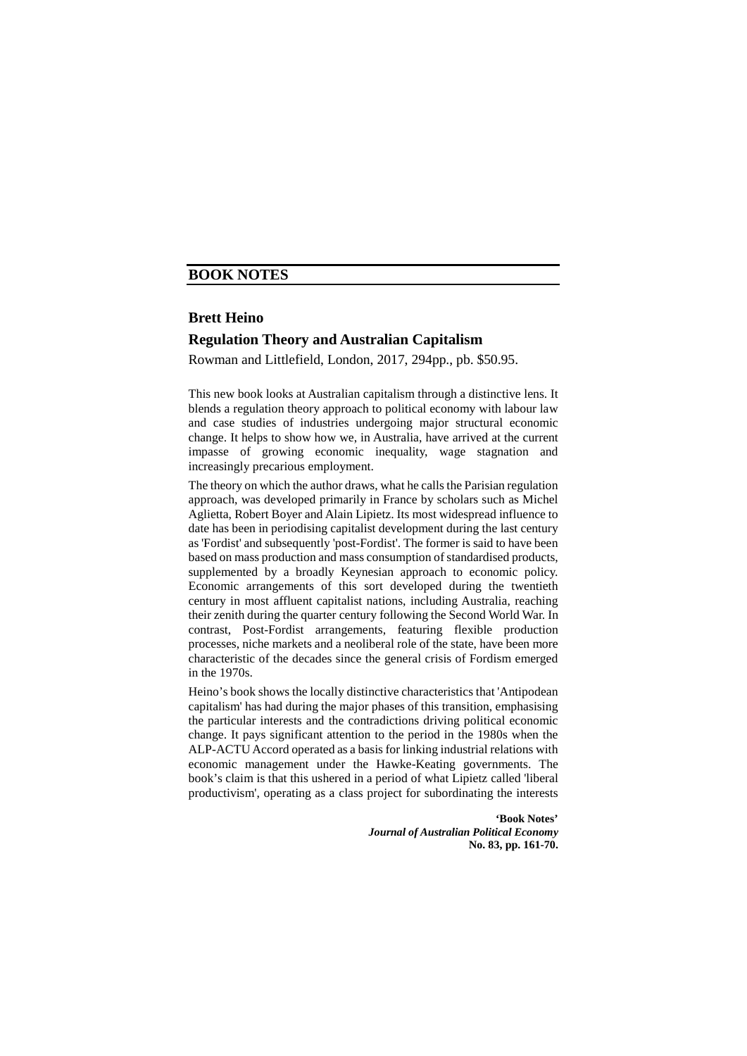## BOOK NOTES

### Brett Heino

### Regulation Theory and Australian Capitalism

Rowman and Littlefield, London, 2017, 294pp., pb. $50.95.

This new book looks at Australian capitalism through a distinctive lens. It blends a regulation theory approach to political economy with labour law and case studies of industries undergoing major structural economic change. It helps to show how we, in Australia, have arrived at the current impasse of growing economic inequality, wage stagnation and increasingly precarious employment.

The theory on which the author draws, what he calls the Parisian regulation approach, was developed primarily in France by scholars such as Michel Aglietta, Robert Boyer and Alain Lipietz. Its most widespread influence to date has been in periodising capitalist development during the last century as 'Fordist' and subsequently 'post-Fordist'. The former is said to have been based on mass production and mass consumption of standardised products, supplemented by a broadly Keynesian approach to economic policy. Economic arrangements of this sort developed during the twentieth century in most affluent capitalist nations, including Australia, reaching their zenith during the quarter century following the Second World War. In contrast, Post-Fordist arrangements, featuring flexible production processes, niche markets and a neoliberal role of the state, have been more characteristic of the decades since the general crisis of Fordism emerged in the 1970s.

Heino's book shows the locally distinctive characteristics that 'Antipodean capitalism' has had during the major phases of this transition, emphasising the particular interests and the contradictions driving political economic change. It pays significant attention to the period in the 1980s when the ALP-ACTU Accord operated as a basis for linking industrial relations with economic management under the Hawke-Keating governments. The book's claim is that this ushered in a period of what Lipietz called 'liberal productivism', operating as a class project for subordinating the interests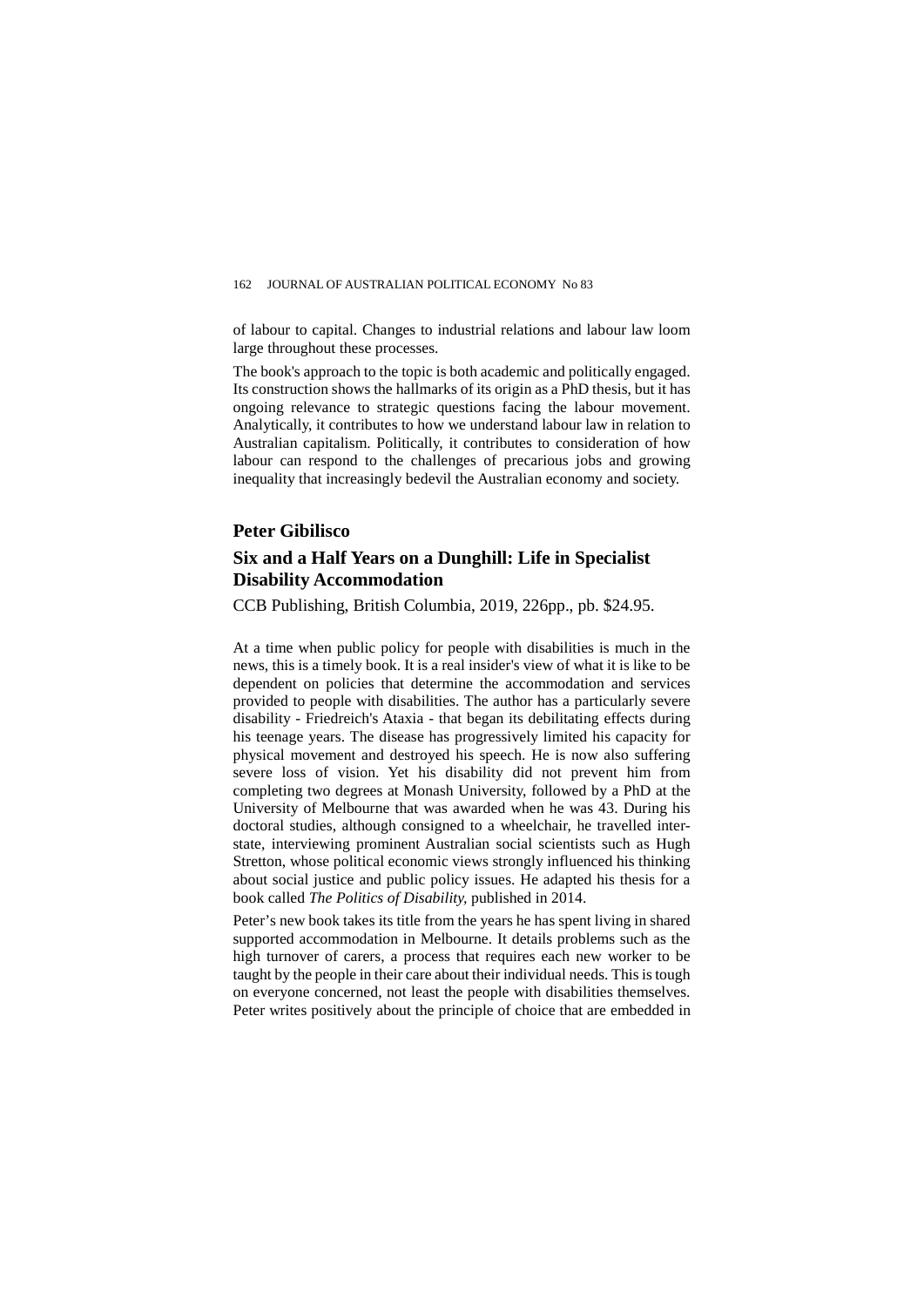of labour to capital. Changes to industrial relations and labour law loom large throughout these processes.

The book's approach to the topic is both academic and politically engaged. Its construction shows the hallmarks of its origin as a PhD thesis, but it has ongoing relevance to strategic questions facing the labour movement. Analytically, it contributes to how we understand labour law in relation to Australian capitalism. Politically, it contributes to consideration of how labour can respond to the challenges of precarious jobs and growing inequality that increasingly bedevil the Australian economy and society.

**Peter Gibilisco**

## Six and a Half Years on a Dunghill: Life in Specialist Disability Accommodation

CCB Publishing, British Columbia, 2019, 226pp., pb. $24.95.

At a time when public policy for people with disabilities is much in the news, this is a timely book. It is a real insider's view of what it is like to be dependent on policies that determine the accommodation and services provided to people with disabilities. The author has a particularly severe disability - Friedreich's Ataxia - that began its debilitating effects during his teenage years. The disease has progressively limited his capacity for physical movement and destroyed his speech. He is now also suffering severe loss of vision. Yet his disability did not prevent him from completing two degrees at Monash University, followed by a PhD at the University of Melbourne that was awarded when he was 43. During his doctoral studies, although consigned to a wheelchair, he travelled inter-state, interviewing prominent Australian social scientists such as Hugh Stretton, whose political economic views strongly influenced his thinking about social justice and public policy issues. He adapted his thesis for a book called *The Politics of Disability*, published in 2014.

Peter's new book takes its title from the years he has spent living in shared supported accommodation in Melbourne. It details problems such as the high turnover of carers, a process that requires each new worker to be taught by the people in their care about their individual needs. This is tough on everyone concerned, not least the people with disabilities themselves. Peter writes positively about the principle of choice that are embedded in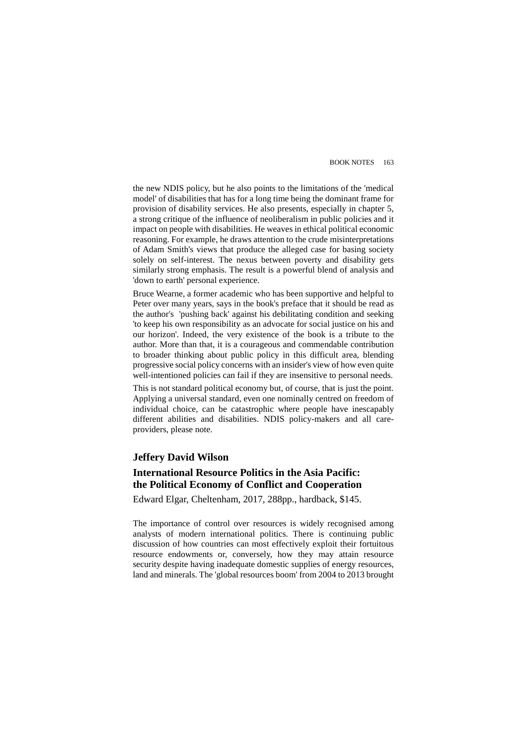the new NDIS policy, but he also points to the limitations of the 'medical model' of disabilities that has for a long time being the dominant frame for provision of disability services. He also presents, especially in chapter 5, a strong critique of the influence of neoliberalism in public policies and it impact on people with disabilities. He weaves in ethical political economic reasoning. For example, he draws attention to the crude misinterpretations of Adam Smith's views that produce the alleged case for basing society solely on self-interest. The nexus between poverty and disability gets similarly strong emphasis. The result is a powerful blend of analysis and 'down to earth' personal experience.

Bruce Wearne, a former academic who has been supportive and helpful to Peter over many years, says in the book's preface that it should be read as the author's 'pushing back' against his debilitating condition and seeking 'to keep his own responsibility as an advocate for social justice on his and our horizon'. Indeed, the very existence of the book is a tribute to the author. More than that, it is a courageous and commendable contribution to broader thinking about public policy in this difficult area, blending progressive social policy concerns with an insider's view of how even quite well-intentioned policies can fail if they are insensitive to personal needs.

This is not standard political economy but, of course, that is just the point. Applying a universal standard, even one nominally centred on freedom of individual choice, can be catastrophic where people have inescapably different abilities and disabilities. NDIS policy-makers and all care-providers, please note.

## Jeffery David Wilson

## International Resource Politics in the Asia Pacific: the Political Economy of Conflict and Cooperation

Edward Elgar, Cheltenham, 2017, 288pp., hardback, $145.

The importance of control over resources is widely recognised among analysts of modern international politics. There is continuing public discussion of how countries can most effectively exploit their fortuitous resource endowments or, conversely, how they may attain resource security despite having inadequate domestic supplies of energy resources, land and minerals. The 'global resources boom' from 2004 to 2013 brought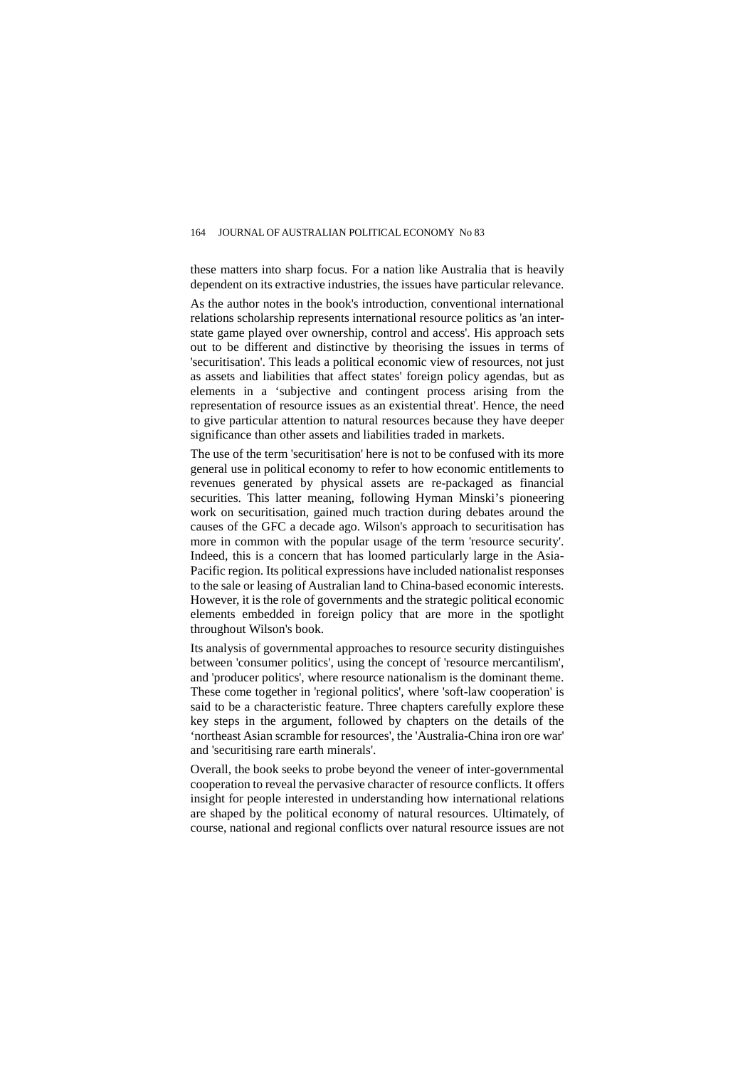these matters into sharp focus. For a nation like Australia that is heavily dependent on its extractive industries, the issues have particular relevance.

As the author notes in the book's introduction, conventional international relations scholarship represents international resource politics as 'an inter-state game played over ownership, control and access'. His approach sets out to be different and distinctive by theorising the issues in terms of 'securitisation'. This leads a political economic view of resources, not just as assets and liabilities that affect states' foreign policy agendas, but as elements in a 'subjective and contingent process arising from the representation of resource issues as an existential threat'. Hence, the need to give particular attention to natural resources because they have deeper significance than other assets and liabilities traded in markets.

The use of the term 'securitisation' here is not to be confused with its more general use in political economy to refer to how economic entitlements to revenues generated by physical assets are re-packaged as financial securities. This latter meaning, following Hyman Minski's pioneering work on securitisation, gained much traction during debates around the causes of the GFC a decade ago. Wilson's approach to securitisation has more in common with the popular usage of the term 'resource security'. Indeed, this is a concern that has loomed particularly large in the Asia-Pacific region. Its political expressions have included nationalist responses to the sale or leasing of Australian land to China-based economic interests. However, it is the role of governments and the strategic political economic elements embedded in foreign policy that are more in the spotlight throughout Wilson's book.

Its analysis of governmental approaches to resource security distinguishes between 'consumer politics', using the concept of 'resource mercantilism', and 'producer politics', where resource nationalism is the dominant theme. These come together in 'regional politics', where 'soft-law cooperation' is said to be a characteristic feature. Three chapters carefully explore these key steps in the argument, followed by chapters on the details of the 'northeast Asian scramble for resources', the 'Australia-China iron ore war' and 'securitising rare earth minerals'.

Overall, the book seeks to probe beyond the veneer of inter-governmental cooperation to reveal the pervasive character of resource conflicts. It offers insight for people interested in understanding how international relations are shaped by the political economy of natural resources. Ultimately, of course, national and regional conflicts over natural resource issues are not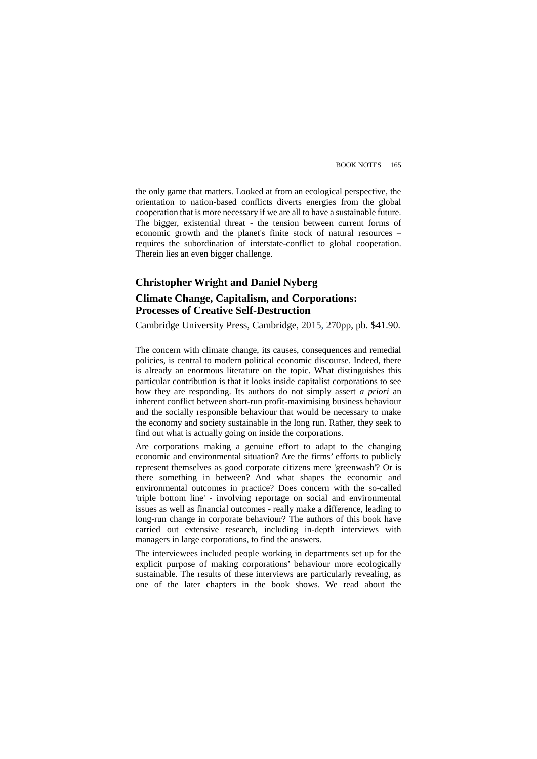the only game that matters. Looked at from an ecological perspective, the orientation to nation-based conflicts diverts energies from the global cooperation that is more necessary if we are all to have a sustainable future. The bigger, existential threat - the tension between current forms of economic growth and the planet's finite stock of natural resources – requires the subordination of interstate-conflict to global cooperation. Therein lies an even bigger challenge.

## Christopher Wright and Daniel Nyberg

## Climate Change, Capitalism, and Corporations: Processes of Creative Self-Destruction

Cambridge University Press, Cambridge, 2015, 270pp, pb. $41.90.

The concern with climate change, its causes, consequences and remedial policies, is central to modern political economic discourse. Indeed, there is already an enormous literature on the topic. What distinguishes this particular contribution is that it looks inside capitalist corporations to see how they are responding. Its authors do not simply assert *a priori* an inherent conflict between short-run profit-maximising business behaviour and the socially responsible behaviour that would be necessary to make the economy and society sustainable in the long run. Rather, they seek to find out what is actually going on inside the corporations.

Are corporations making a genuine effort to adapt to the changing economic and environmental situation? Are the firms' efforts to publicly represent themselves as good corporate citizens mere 'greenwash'? Or is there something in between? And what shapes the economic and environmental outcomes in practice? Does concern with the so-called 'triple bottom line' - involving reportage on social and environmental issues as well as financial outcomes - really make a difference, leading to long-run change in corporate behaviour? The authors of this book have carried out extensive research, including in-depth interviews with managers in large corporations, to find the answers.

The interviewees included people working in departments set up for the explicit purpose of making corporations' behaviour more ecologically sustainable. The results of these interviews are particularly revealing, as one of the later chapters in the book shows. We read about the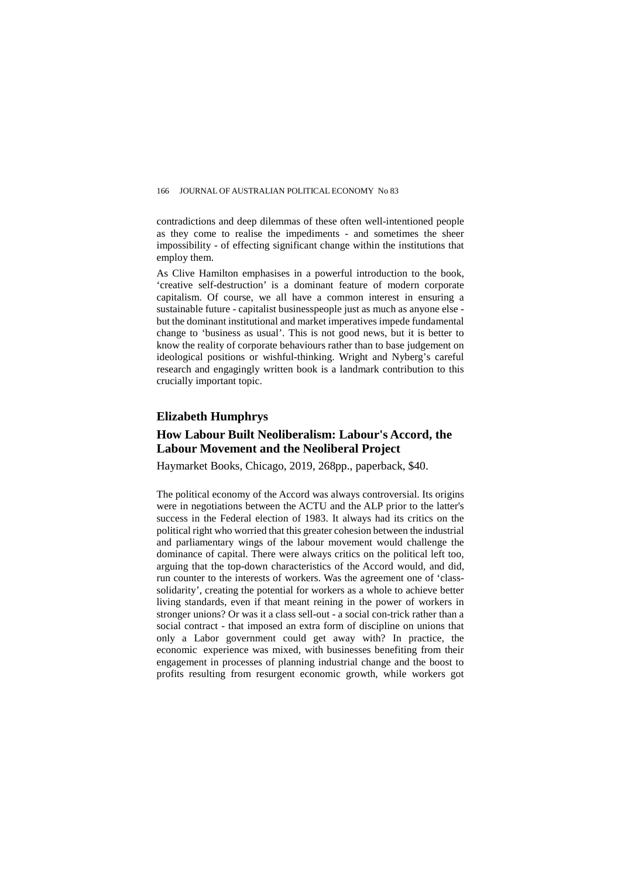contradictions and deep dilemmas of these often well-intentioned people as they come to realise the impediments - and sometimes the sheer impossibility - of effecting significant change within the institutions that employ them.

As Clive Hamilton emphasises in a powerful introduction to the book, 'creative self-destruction' is a dominant feature of modern corporate capitalism. Of course, we all have a common interest in ensuring a sustainable future - capitalist businesspeople just as much as anyone else - but the dominant institutional and market imperatives impede fundamental change to 'business as usual'. This is not good news, but it is better to know the reality of corporate behaviours rather than to base judgement on ideological positions or wishful-thinking. Wright and Nyberg's careful research and engagingly written book is a landmark contribution to this crucially important topic.

## Elizabeth Humphrys

## How Labour Built Neoliberalism: Labour's Accord, the Labour Movement and the Neoliberal Project

Haymarket Books, Chicago, 2019, 268pp., paperback, $40.

The political economy of the Accord was always controversial. Its origins were in negotiations between the ACTU and the ALP prior to the latter's success in the Federal election of 1983. It always had its critics on the political right who worried that this greater cohesion between the industrial and parliamentary wings of the labour movement would challenge the dominance of capital. There were always critics on the political left too, arguing that the top-down characteristics of the Accord would, and did, run counter to the interests of workers. Was the agreement one of 'class-solidarity', creating the potential for workers as a whole to achieve better living standards, even if that meant reining in the power of workers in stronger unions? Or was it a class sell-out - a social con-trick rather than a social contract - that imposed an extra form of discipline on unions that only a Labor government could get away with? In practice, the economic experience was mixed, with businesses benefiting from their engagement in processes of planning industrial change and the boost to profits resulting from resurgent economic growth, while workers got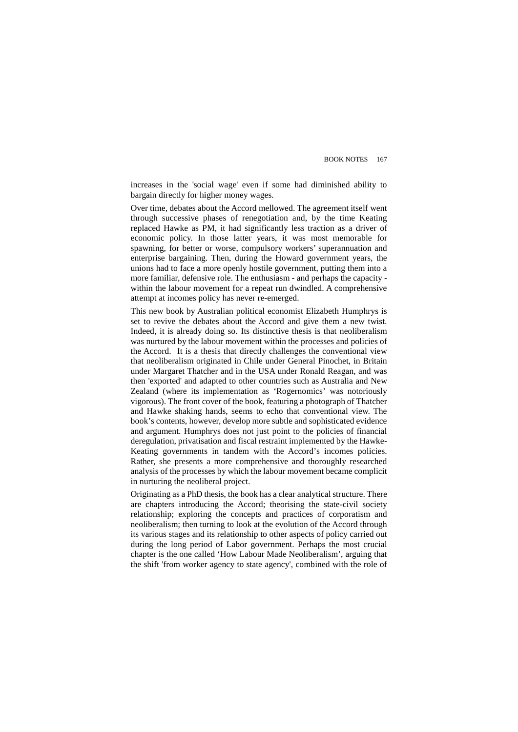increases in the 'social wage' even if some had diminished ability to bargain directly for higher money wages.

Over time, debates about the Accord mellowed. The agreement itself went through successive phases of renegotiation and, by the time Keating replaced Hawke as PM, it had significantly less traction as a driver of economic policy. In those latter years, it was most memorable for spawning, for better or worse, compulsory workers' superannuation and enterprise bargaining. Then, during the Howard government years, the unions had to face a more openly hostile government, putting them into a more familiar, defensive role. The enthusiasm - and perhaps the capacity - within the labour movement for a repeat run dwindled. A comprehensive attempt at incomes policy has never re-emerged.

This new book by Australian political economist Elizabeth Humphrys is set to revive the debates about the Accord and give them a new twist. Indeed, it is already doing so. Its distinctive thesis is that neoliberalism was nurtured by the labour movement within the processes and policies of the Accord. It is a thesis that directly challenges the conventional view that neoliberalism originated in Chile under General Pinochet, in Britain under Margaret Thatcher and in the USA under Ronald Reagan, and was then 'exported' and adapted to other countries such as Australia and New Zealand (where its implementation as 'Rogernomics' was notoriously vigorous). The front cover of the book, featuring a photograph of Thatcher and Hawke shaking hands, seems to echo that conventional view. The book's contents, however, develop more subtle and sophisticated evidence and argument. Humphrys does not just point to the policies of financial deregulation, privatisation and fiscal restraint implemented by the Hawke-Keating governments in tandem with the Accord's incomes policies. Rather, she presents a more comprehensive and thoroughly researched analysis of the processes by which the labour movement became complicit in nurturing the neoliberal project.

Originating as a PhD thesis, the book has a clear analytical structure. There are chapters introducing the Accord; theorising the state-civil society relationship; exploring the concepts and practices of corporatism and neoliberalism; then turning to look at the evolution of the Accord through its various stages and its relationship to other aspects of policy carried out during the long period of Labor government. Perhaps the most crucial chapter is the one called 'How Labour Made Neoliberalism', arguing that the shift 'from worker agency to state agency', combined with the role of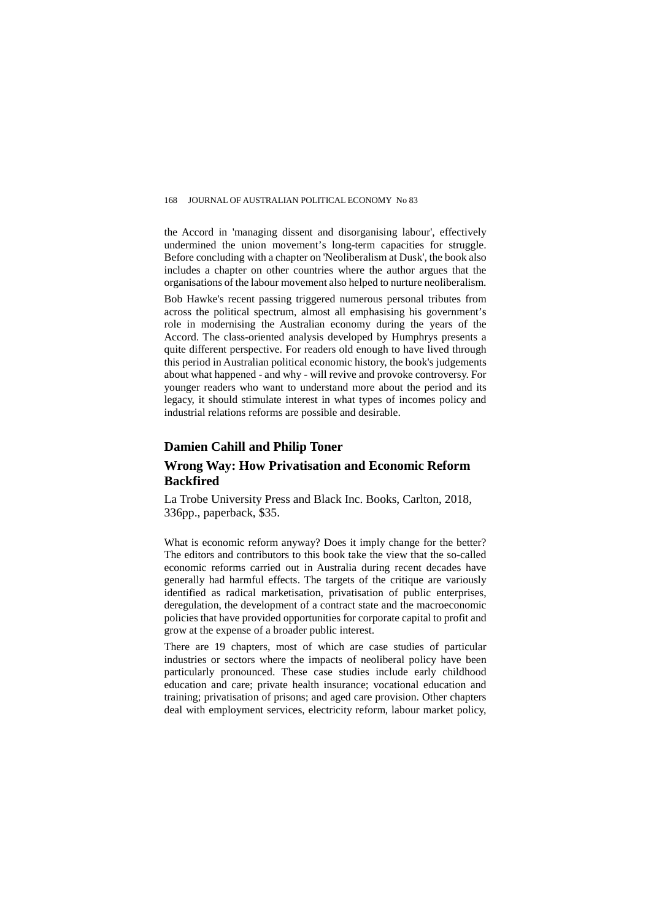the Accord in 'managing dissent and disorganising labour', effectively undermined the union movement's long-term capacities for struggle. Before concluding with a chapter on 'Neoliberalism at Dusk', the book also includes a chapter on other countries where the author argues that the organisations of the labour movement also helped to nurture neoliberalism.

Bob Hawke's recent passing triggered numerous personal tributes from across the political spectrum, almost all emphasising his government's role in modernising the Australian economy during the years of the Accord. The class-oriented analysis developed by Humphrys presents a quite different perspective. For readers old enough to have lived through this period in Australian political economic history, the book's judgements about what happened - and why - will revive and provoke controversy. For younger readers who want to understand more about the period and its legacy, it should stimulate interest in what types of incomes policy and industrial relations reforms are possible and desirable.

## Damien Cahill and Philip Toner

## Wrong Way: How Privatisation and Economic Reform Backfired

La Trobe University Press and Black Inc. Books, Carlton, 2018, 336pp., paperback, $35.

What is economic reform anyway? Does it imply change for the better? The editors and contributors to this book take the view that the so-called economic reforms carried out in Australia during recent decades have generally had harmful effects. The targets of the critique are variously identified as radical marketisation, privatisation of public enterprises, deregulation, the development of a contract state and the macroeconomic policies that have provided opportunities for corporate capital to profit and grow at the expense of a broader public interest.

There are 19 chapters, most of which are case studies of particular industries or sectors where the impacts of neoliberal policy have been particularly pronounced. These case studies include early childhood education and care; private health insurance; vocational education and training; privatisation of prisons; and aged care provision. Other chapters deal with employment services, electricity reform, labour market policy,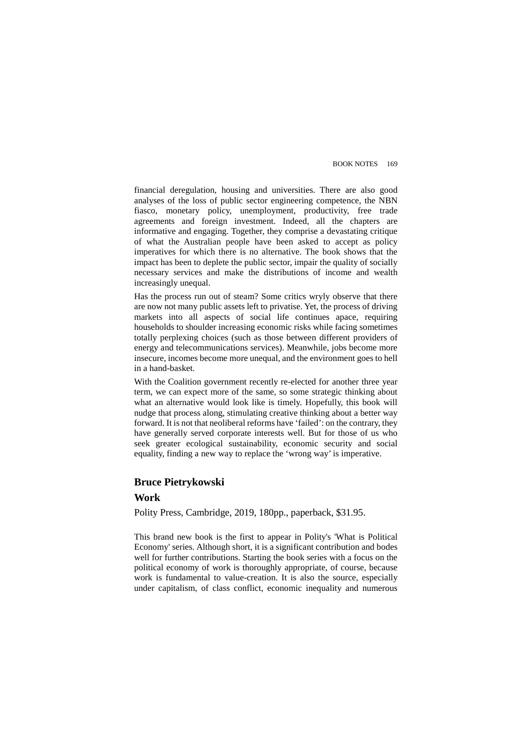financial deregulation, housing and universities. There are also good analyses of the loss of public sector engineering competence, the NBN fiasco, monetary policy, unemployment, productivity, free trade agreements and foreign investment. Indeed, all the chapters are informative and engaging. Together, they comprise a devastating critique of what the Australian people have been asked to accept as policy imperatives for which there is no alternative. The book shows that the impact has been to deplete the public sector, impair the quality of socially necessary services and make the distributions of income and wealth increasingly unequal.

Has the process run out of steam? Some critics wryly observe that there are now not many public assets left to privatise. Yet, the process of driving markets into all aspects of social life continues apace, requiring households to shoulder increasing economic risks while facing sometimes totally perplexing choices (such as those between different providers of energy and telecommunications services). Meanwhile, jobs become more insecure, incomes become more unequal, and the environment goes to hell in a hand-basket.

With the Coalition government recently re-elected for another three year term, we can expect more of the same, so some strategic thinking about what an alternative would look like is timely. Hopefully, this book will nudge that process along, stimulating creative thinking about a better way forward. It is not that neoliberal reforms have 'failed': on the contrary, they have generally served corporate interests well. But for those of us who seek greater ecological sustainability, economic security and social equality, finding a new way to replace the 'wrong way' is imperative.

## Bruce Pietrykowski

## Work

Polity Press, Cambridge, 2019, 180pp., paperback, $31.95.

This brand new book is the first to appear in Polity's 'What is Political Economy' series. Although short, it is a significant contribution and bodes well for further contributions. Starting the book series with a focus on the political economy of work is thoroughly appropriate, of course, because work is fundamental to value-creation. It is also the source, especially under capitalism, of class conflict, economic inequality and numerous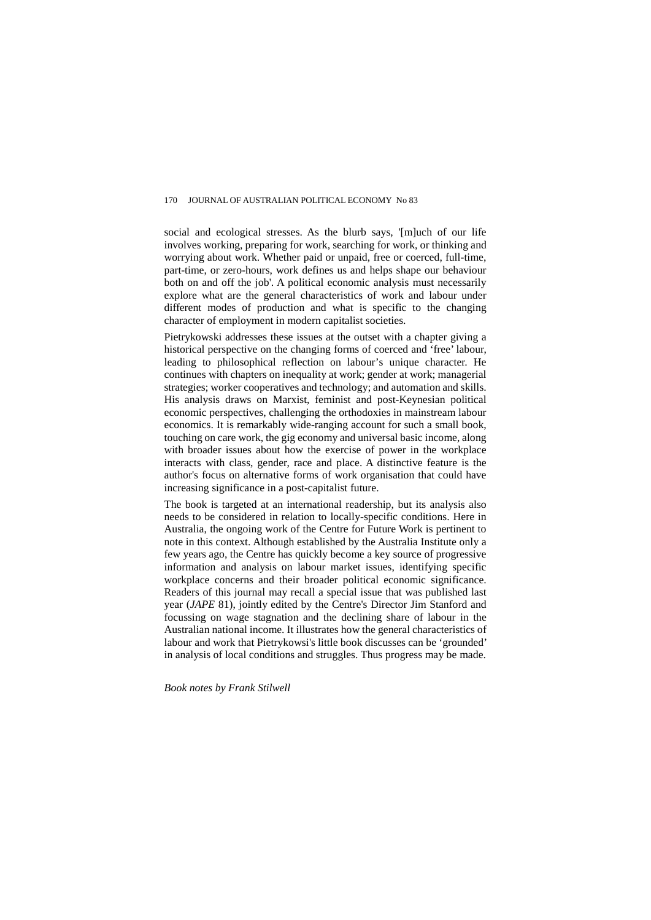social and ecological stresses. As the blurb says, '[m]uch of our life involves working, preparing for work, searching for work, or thinking and worrying about work. Whether paid or unpaid, free or coerced, full-time, part-time, or zero-hours, work defines us and helps shape our behaviour both on and off the job'. A political economic analysis must necessarily explore what are the general characteristics of work and labour under different modes of production and what is specific to the changing character of employment in modern capitalist societies.

Pietrykowski addresses these issues at the outset with a chapter giving a historical perspective on the changing forms of coerced and 'free' labour, leading to philosophical reflection on labour's unique character. He continues with chapters on inequality at work; gender at work; managerial strategies; worker cooperatives and technology; and automation and skills. His analysis draws on Marxist, feminist and post-Keynesian political economic perspectives, challenging the orthodoxies in mainstream labour economics. It is remarkably wide-ranging account for such a small book, touching on care work, the gig economy and universal basic income, along with broader issues about how the exercise of power in the workplace interacts with class, gender, race and place. A distinctive feature is the author's focus on alternative forms of work organisation that could have increasing significance in a post-capitalist future.

The book is targeted at an international readership, but its analysis also needs to be considered in relation to locally-specific conditions. Here in Australia, the ongoing work of the Centre for Future Work is pertinent to note in this context. Although established by the Australia Institute only a few years ago, the Centre has quickly become a key source of progressive information and analysis on labour market issues, identifying specific workplace concerns and their broader political economic significance. Readers of this journal may recall a special issue that was published last year (*JAPE* 81), jointly edited by the Centre's Director Jim Stanford and focussing on wage stagnation and the declining share of labour in the Australian national income. It illustrates how the general characteristics of labour and work that Pietrykowsi's little book discusses can be 'grounded' in analysis of local conditions and struggles. Thus progress may be made.

*Book notes by Frank Stilwell*